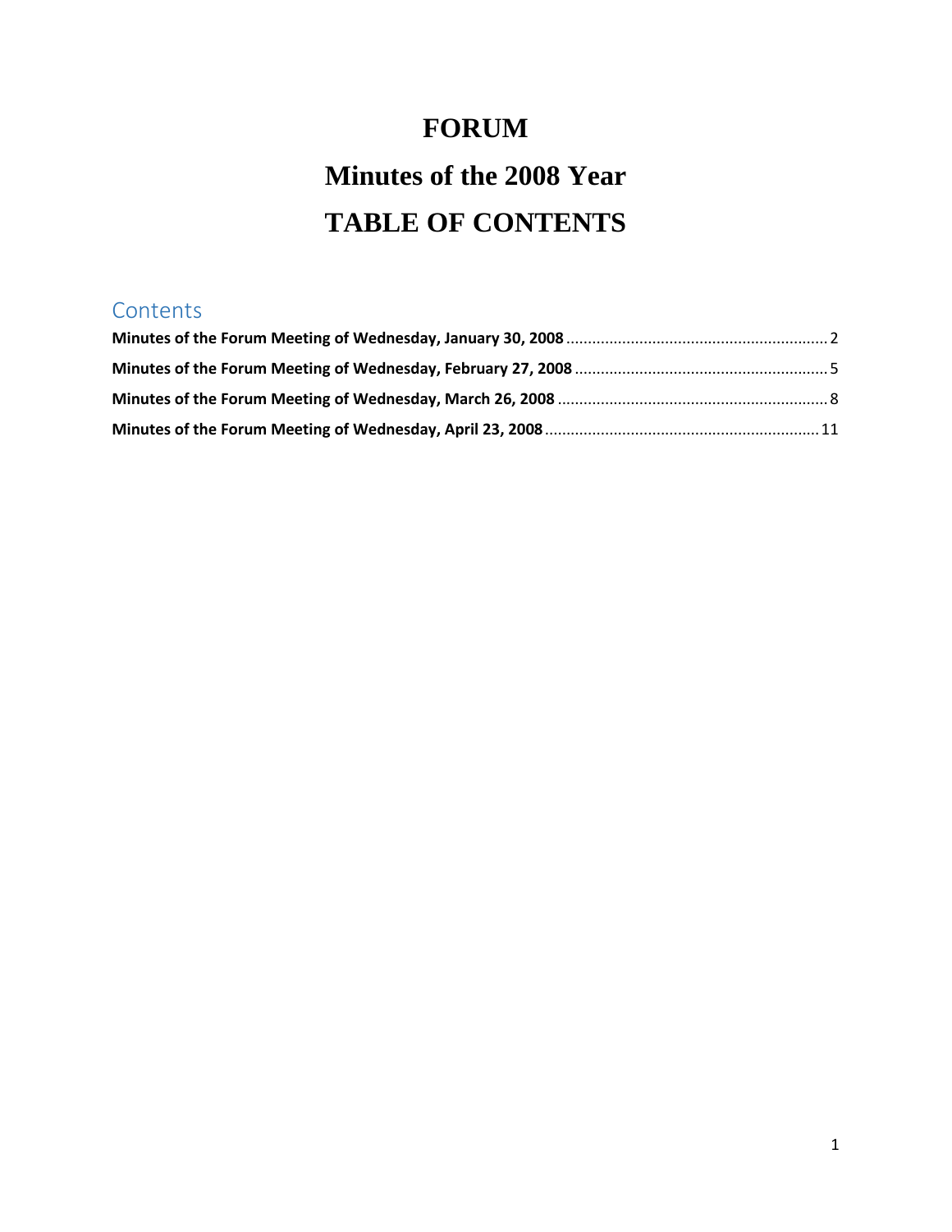# FORUM

# Minutes of the 2008 Year

# TABLE OF CONTENTS

## Contents

**Minutes of the Forum Meeting of Wednesday, January 30, 2008** ............................................................ 2

**Minutes of the Forum Meeting of Wednesday, February 27, 2008** .......................................................... 5

**Minutes of the Forum Meeting of Wednesday, March 26, 2008** .............................................................. 8

**Minutes of the Forum Meeting of Wednesday, April 23, 2008** ............................................................... 11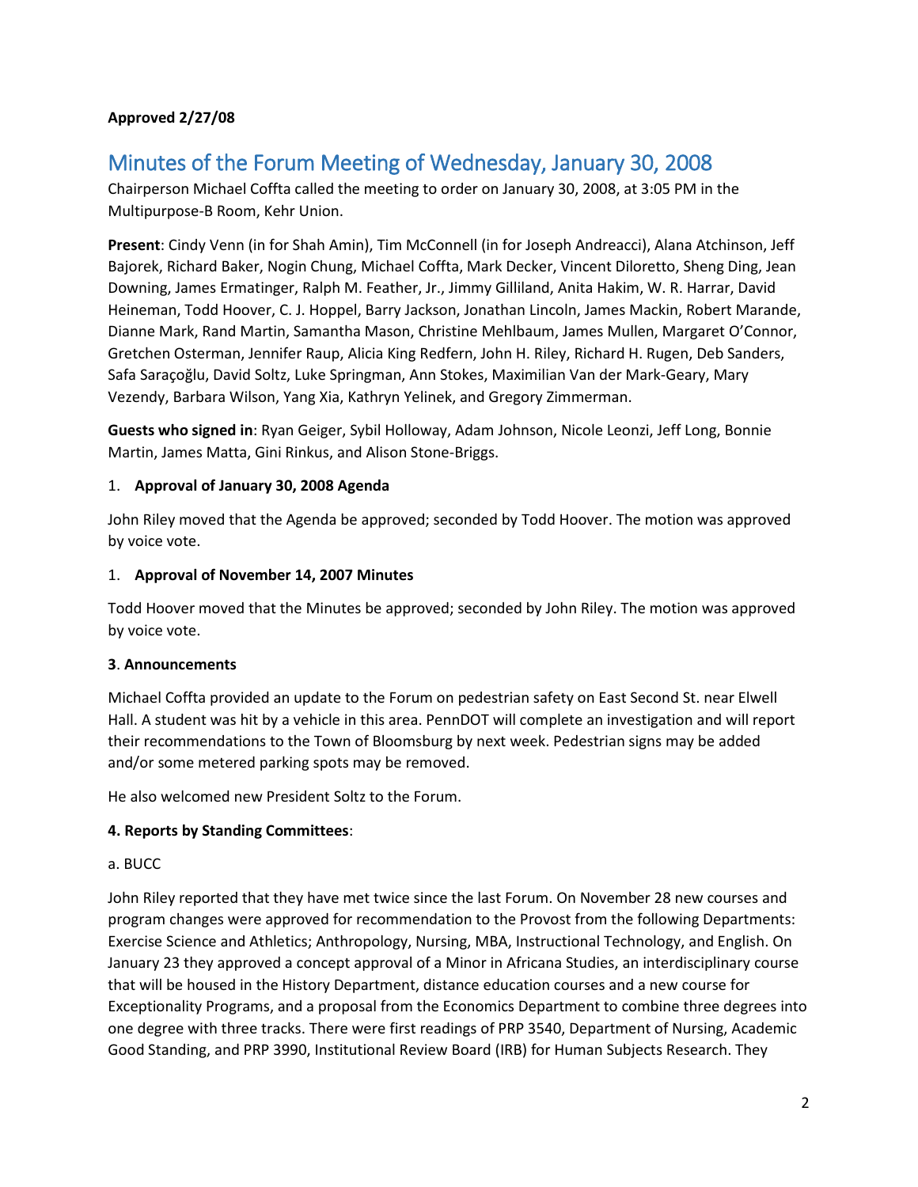**Approved 2/27/08**

# Minutes of the Forum Meeting of Wednesday, January 30, 2008

Chairperson Michael Coffta called the meeting to order on January 30, 2008, at 3:05 PM in the Multipurpose-B Room, Kehr Union.

**Present**: Cindy Venn (in for Shah Amin), Tim McConnell (in for Joseph Andreacci), Alana Atchinson, Jeff Bajorek, Richard Baker, Nogin Chung, Michael Coffta, Mark Decker, Vincent Diloretto, Sheng Ding, Jean Downing, James Ermatinger, Ralph M. Feather, Jr., Jimmy Gilliland, Anita Hakim, W. R. Harrar, David Heineman, Todd Hoover, C. J. Hoppel, Barry Jackson, Jonathan Lincoln, James Mackin, Robert Marande, Dianne Mark, Rand Martin, Samantha Mason, Christine Mehlbaum, James Mullen, Margaret O'Connor, Gretchen Osterman, Jennifer Raup, Alicia King Redfern, John H. Riley, Richard H. Rugen, Deb Sanders, Safa Saraçoğlu, David Soltz, Luke Springman, Ann Stokes, Maximilian Van der Mark-Geary, Mary Vezendy, Barbara Wilson, Yang Xia, Kathryn Yelinek, and Gregory Zimmerman.

**Guests who signed in**: Ryan Geiger, Sybil Holloway, Adam Johnson, Nicole Leonzi, Jeff Long, Bonnie Martin, James Matta, Gini Rinkus, and Alison Stone-Briggs.

1. **Approval of January 30, 2008 Agenda**

John Riley moved that the Agenda be approved; seconded by Todd Hoover. The motion was approved by voice vote.

1. **Approval of November 14, 2007 Minutes**

Todd Hoover moved that the Minutes be approved; seconded by John Riley. The motion was approved by voice vote.

**3**. **Announcements**

Michael Coffta provided an update to the Forum on pedestrian safety on East Second St. near Elwell Hall. A student was hit by a vehicle in this area. PennDOT will complete an investigation and will report their recommendations to the Town of Bloomsburg by next week. Pedestrian signs may be added and/or some metered parking spots may be removed.

He also welcomed new President Soltz to the Forum.

**4. Reports by Standing Committees**:

a. BUCC

John Riley reported that they have met twice since the last Forum. On November 28 new courses and program changes were approved for recommendation to the Provost from the following Departments: Exercise Science and Athletics; Anthropology, Nursing, MBA, Instructional Technology, and English. On January 23 they approved a concept approval of a Minor in Africana Studies, an interdisciplinary course that will be housed in the History Department, distance education courses and a new course for Exceptionality Programs, and a proposal from the Economics Department to combine three degrees into one degree with three tracks. There were first readings of PRP 3540, Department of Nursing, Academic Good Standing, and PRP 3990, Institutional Review Board (IRB) for Human Subjects Research. They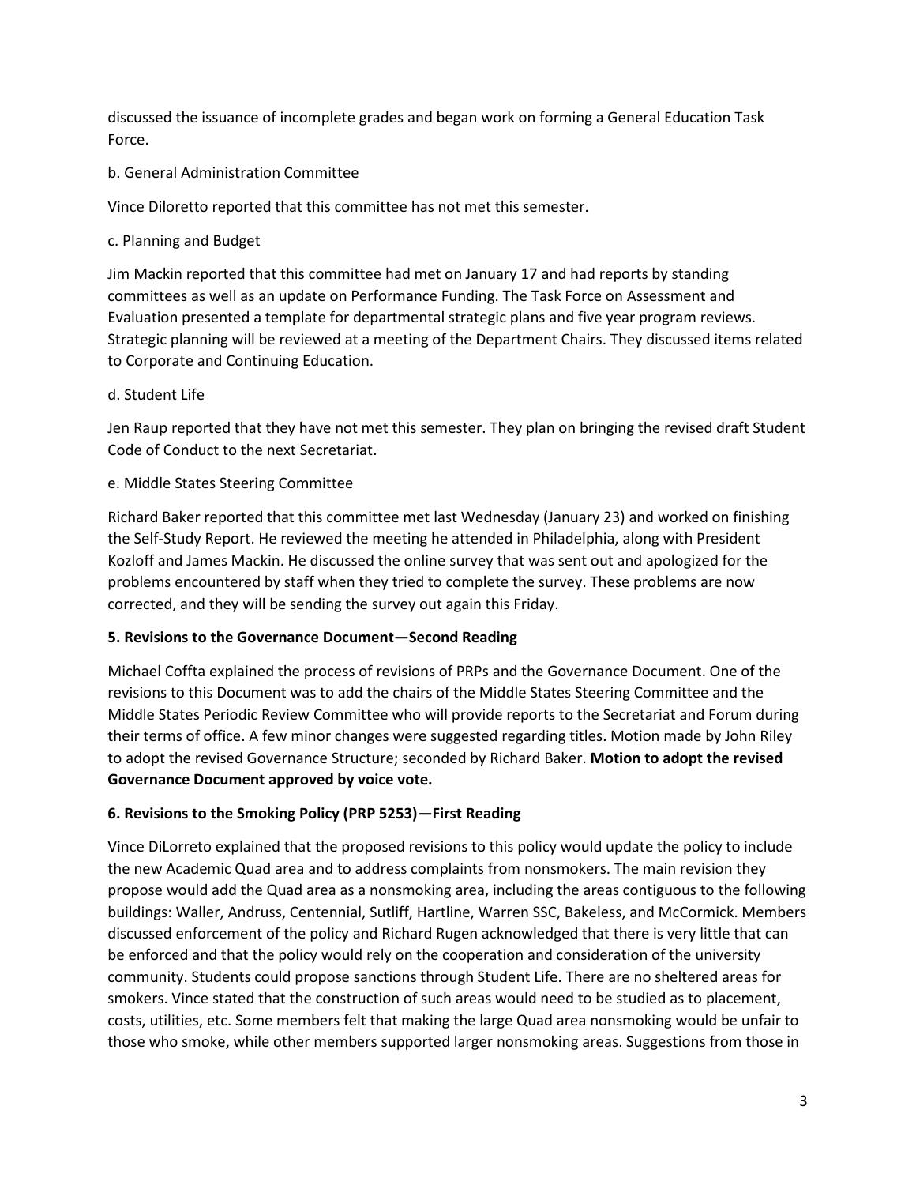discussed the issuance of incomplete grades and began work on forming a General Education Task Force.

b. General Administration Committee

Vince Diloretto reported that this committee has not met this semester.

c. Planning and Budget

Jim Mackin reported that this committee had met on January 17 and had reports by standing committees as well as an update on Performance Funding. The Task Force on Assessment and Evaluation presented a template for departmental strategic plans and five year program reviews. Strategic planning will be reviewed at a meeting of the Department Chairs. They discussed items related to Corporate and Continuing Education.

d. Student Life

Jen Raup reported that they have not met this semester. They plan on bringing the revised draft Student Code of Conduct to the next Secretariat.

e. Middle States Steering Committee

Richard Baker reported that this committee met last Wednesday (January 23) and worked on finishing the Self-Study Report. He reviewed the meeting he attended in Philadelphia, along with President Kozloff and James Mackin. He discussed the online survey that was sent out and apologized for the problems encountered by staff when they tried to complete the survey. These problems are now corrected, and they will be sending the survey out again this Friday.

**5. Revisions to the Governance Document—Second Reading**

Michael Coffta explained the process of revisions of PRPs and the Governance Document. One of the revisions to this Document was to add the chairs of the Middle States Steering Committee and the Middle States Periodic Review Committee who will provide reports to the Secretariat and Forum during their terms of office. A few minor changes were suggested regarding titles. Motion made by John Riley to adopt the revised Governance Structure; seconded by Richard Baker. **Motion to adopt the revised Governance Document approved by voice vote.**

**6. Revisions to the Smoking Policy (PRP 5253)—First Reading**

Vince DiLorreto explained that the proposed revisions to this policy would update the policy to include the new Academic Quad area and to address complaints from nonsmokers. The main revision they propose would add the Quad area as a nonsmoking area, including the areas contiguous to the following buildings: Waller, Andruss, Centennial, Sutliff, Hartline, Warren SSC, Bakeless, and McCormick. Members discussed enforcement of the policy and Richard Rugen acknowledged that there is very little that can be enforced and that the policy would rely on the cooperation and consideration of the university community. Students could propose sanctions through Student Life. There are no sheltered areas for smokers. Vince stated that the construction of such areas would need to be studied as to placement, costs, utilities, etc. Some members felt that making the large Quad area nonsmoking would be unfair to those who smoke, while other members supported larger nonsmoking areas. Suggestions from those in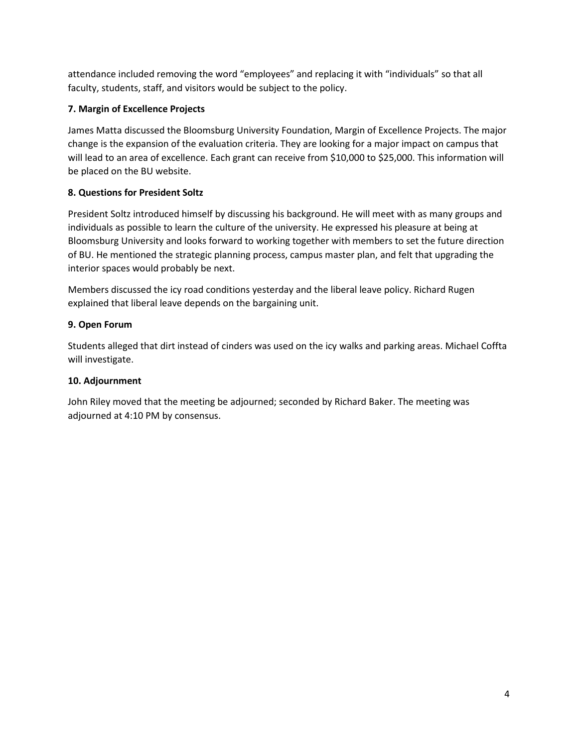attendance included removing the word "employees" and replacing it with "individuals" so that all faculty, students, staff, and visitors would be subject to the policy.

**7. Margin of Excellence Projects**

James Matta discussed the Bloomsburg University Foundation, Margin of Excellence Projects. The major change is the expansion of the evaluation criteria. They are looking for a major impact on campus that will lead to an area of excellence. Each grant can receive from $10,000 to $25,000. This information will be placed on the BU website.

**8. Questions for President Soltz**

President Soltz introduced himself by discussing his background. He will meet with as many groups and individuals as possible to learn the culture of the university. He expressed his pleasure at being at Bloomsburg University and looks forward to working together with members to set the future direction of BU. He mentioned the strategic planning process, campus master plan, and felt that upgrading the interior spaces would probably be next.

Members discussed the icy road conditions yesterday and the liberal leave policy. Richard Rugen explained that liberal leave depends on the bargaining unit.

**9. Open Forum**

Students alleged that dirt instead of cinders was used on the icy walks and parking areas. Michael Coffta will investigate.

**10. Adjournment**

John Riley moved that the meeting be adjourned; seconded by Richard Baker. The meeting was adjourned at 4:10 PM by consensus.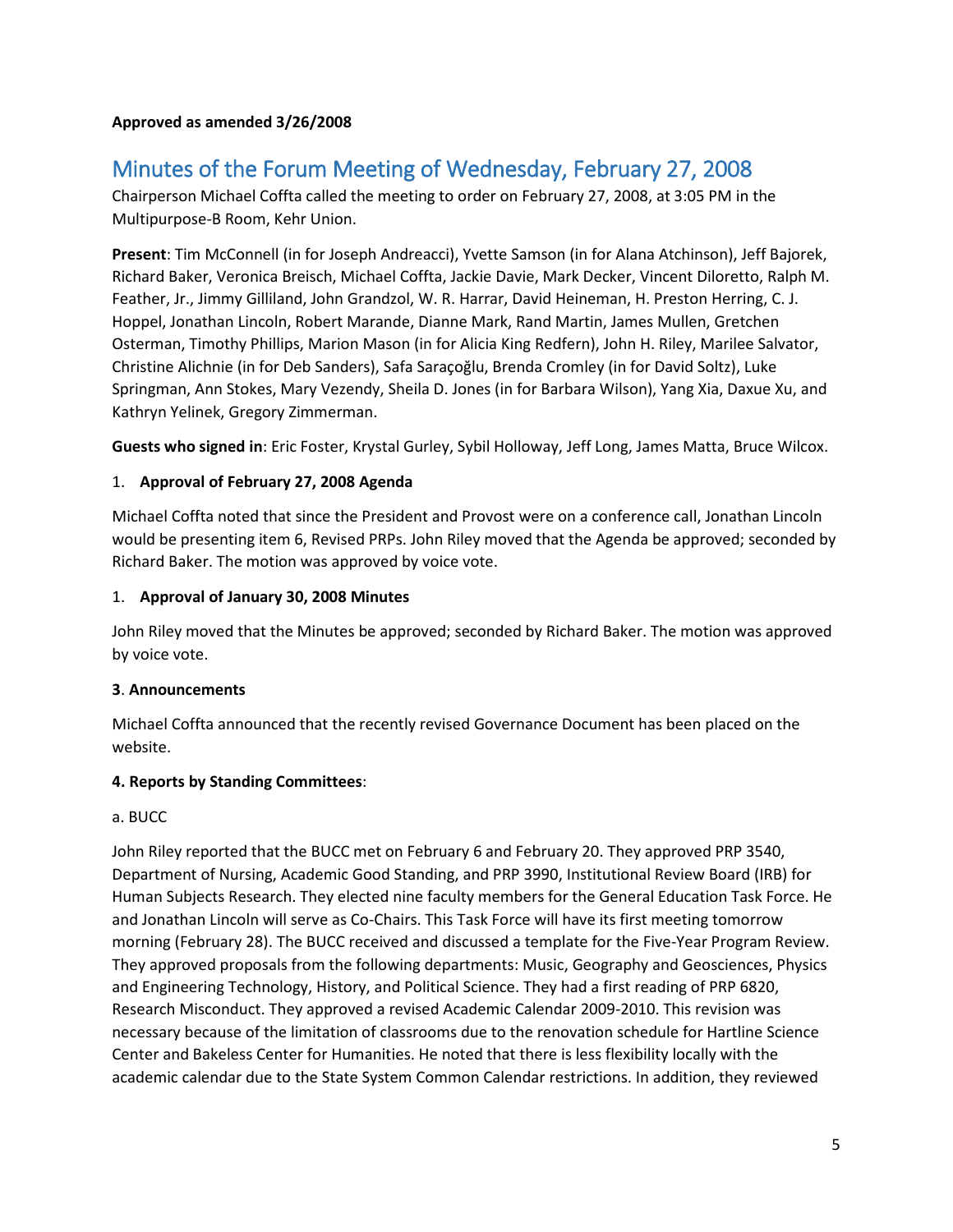**Approved as amended 3/26/2008**

# Minutes of the Forum Meeting of Wednesday, February 27, 2008

Chairperson Michael Coffta called the meeting to order on February 27, 2008, at 3:05 PM in the Multipurpose-B Room, Kehr Union.

**Present**: Tim McConnell (in for Joseph Andreacci), Yvette Samson (in for Alana Atchinson), Jeff Bajorek, Richard Baker, Veronica Breisch, Michael Coffta, Jackie Davie, Mark Decker, Vincent Diloretto, Ralph M. Feather, Jr., Jimmy Gilliland, John Grandzol, W. R. Harrar, David Heineman, H. Preston Herring, C. J. Hoppel, Jonathan Lincoln, Robert Marande, Dianne Mark, Rand Martin, James Mullen, Gretchen Osterman, Timothy Phillips, Marion Mason (in for Alicia King Redfern), John H. Riley, Marilee Salvator, Christine Alichnie (in for Deb Sanders), Safa Saraçoğlu, Brenda Cromley (in for David Soltz), Luke Springman, Ann Stokes, Mary Vezendy, Sheila D. Jones (in for Barbara Wilson), Yang Xia, Daxue Xu, and Kathryn Yelinek, Gregory Zimmerman.

**Guests who signed in**: Eric Foster, Krystal Gurley, Sybil Holloway, Jeff Long, James Matta, Bruce Wilcox.

1. **Approval of February 27, 2008 Agenda**

Michael Coffta noted that since the President and Provost were on a conference call, Jonathan Lincoln would be presenting item 6, Revised PRPs. John Riley moved that the Agenda be approved; seconded by Richard Baker. The motion was approved by voice vote.

1. **Approval of January 30, 2008 Minutes**

John Riley moved that the Minutes be approved; seconded by Richard Baker. The motion was approved by voice vote.

**3**. **Announcements**

Michael Coffta announced that the recently revised Governance Document has been placed on the website.

**4. Reports by Standing Committees**:

a. BUCC

John Riley reported that the BUCC met on February 6 and February 20. They approved PRP 3540, Department of Nursing, Academic Good Standing, and PRP 3990, Institutional Review Board (IRB) for Human Subjects Research. They elected nine faculty members for the General Education Task Force. He and Jonathan Lincoln will serve as Co-Chairs. This Task Force will have its first meeting tomorrow morning (February 28). The BUCC received and discussed a template for the Five-Year Program Review. They approved proposals from the following departments: Music, Geography and Geosciences, Physics and Engineering Technology, History, and Political Science. They had a first reading of PRP 6820, Research Misconduct. They approved a revised Academic Calendar 2009-2010. This revision was necessary because of the limitation of classrooms due to the renovation schedule for Hartline Science Center and Bakeless Center for Humanities. He noted that there is less flexibility locally with the academic calendar due to the State System Common Calendar restrictions. In addition, they reviewed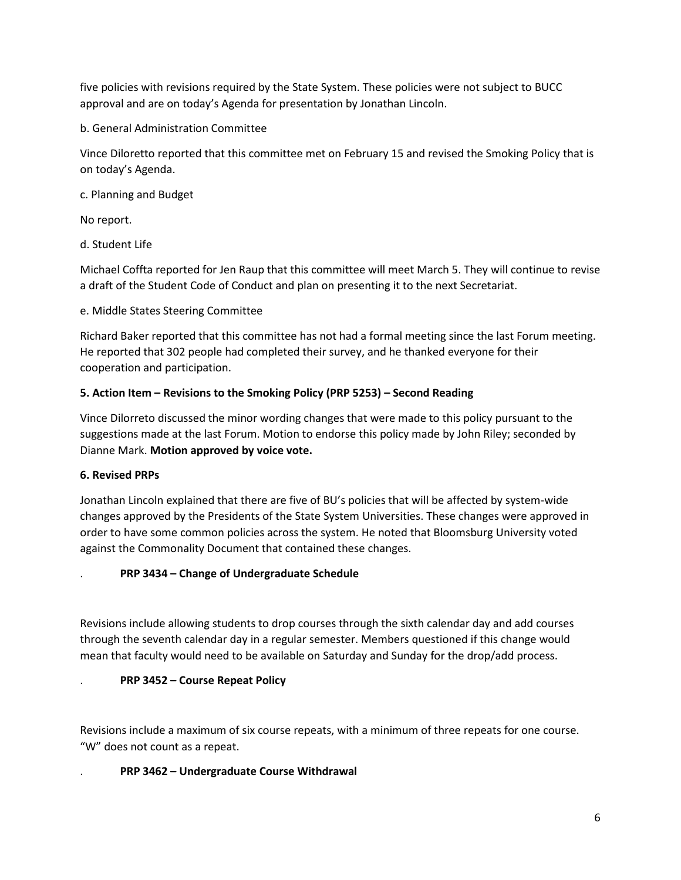five policies with revisions required by the State System. These policies were not subject to BUCC approval and are on today's Agenda for presentation by Jonathan Lincoln.

b. General Administration Committee

Vince Diloretto reported that this committee met on February 15 and revised the Smoking Policy that is on today's Agenda.

c. Planning and Budget

No report.

d. Student Life

Michael Coffta reported for Jen Raup that this committee will meet March 5. They will continue to revise a draft of the Student Code of Conduct and plan on presenting it to the next Secretariat.

e. Middle States Steering Committee

Richard Baker reported that this committee has not had a formal meeting since the last Forum meeting. He reported that 302 people had completed their survey, and he thanked everyone for their cooperation and participation.

**5. Action Item – Revisions to the Smoking Policy (PRP 5253) – Second Reading**

Vince Dilorreto discussed the minor wording changes that were made to this policy pursuant to the suggestions made at the last Forum. Motion to endorse this policy made by John Riley; seconded by Dianne Mark. **Motion approved by voice vote.**

**6. Revised PRPs**

Jonathan Lincoln explained that there are five of BU's policies that will be affected by system-wide changes approved by the Presidents of the State System Universities. These changes were approved in order to have some common policies across the system. He noted that Bloomsburg University voted against the Commonality Document that contained these changes.

. **PRP 3434 – Change of Undergraduate Schedule**

Revisions include allowing students to drop courses through the sixth calendar day and add courses through the seventh calendar day in a regular semester. Members questioned if this change would mean that faculty would need to be available on Saturday and Sunday for the drop/add process.

. **PRP 3452 – Course Repeat Policy**

Revisions include a maximum of six course repeats, with a minimum of three repeats for one course. "W" does not count as a repeat.

. **PRP 3462 – Undergraduate Course Withdrawal**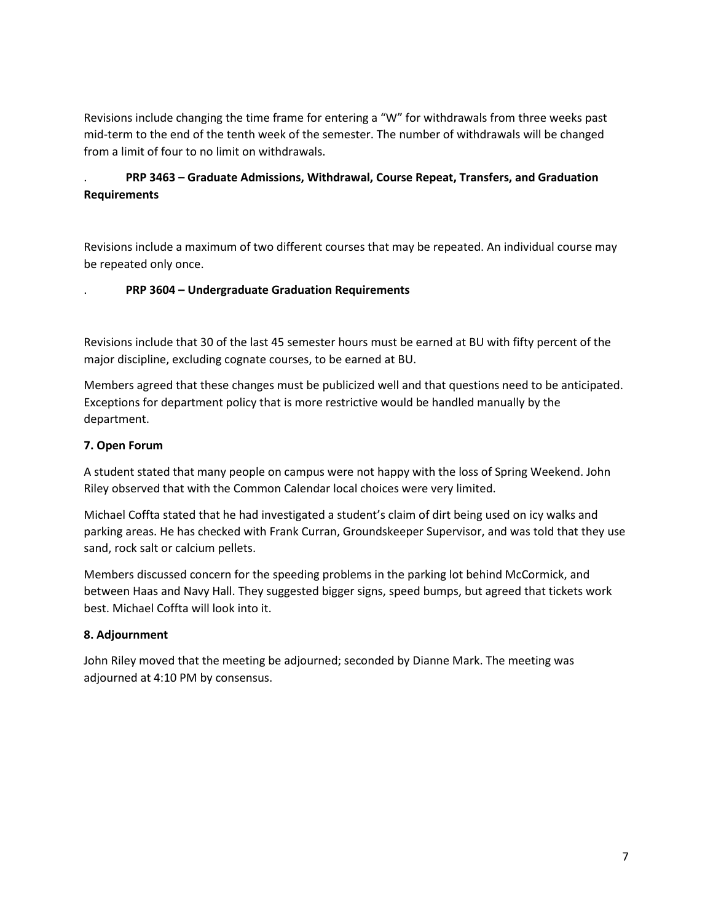Revisions include changing the time frame for entering a "W" for withdrawals from three weeks past mid-term to the end of the tenth week of the semester. The number of withdrawals will be changed from a limit of four to no limit on withdrawals.

. **PRP 3463 – Graduate Admissions, Withdrawal, Course Repeat, Transfers, and Graduation Requirements**

Revisions include a maximum of two different courses that may be repeated. An individual course may be repeated only once.

. **PRP 3604 – Undergraduate Graduation Requirements**

Revisions include that 30 of the last 45 semester hours must be earned at BU with fifty percent of the major discipline, excluding cognate courses, to be earned at BU.

Members agreed that these changes must be publicized well and that questions need to be anticipated. Exceptions for department policy that is more restrictive would be handled manually by the department.

**7. Open Forum**

A student stated that many people on campus were not happy with the loss of Spring Weekend. John Riley observed that with the Common Calendar local choices were very limited.

Michael Coffta stated that he had investigated a student's claim of dirt being used on icy walks and parking areas. He has checked with Frank Curran, Groundskeeper Supervisor, and was told that they use sand, rock salt or calcium pellets.

Members discussed concern for the speeding problems in the parking lot behind McCormick, and between Haas and Navy Hall. They suggested bigger signs, speed bumps, but agreed that tickets work best. Michael Coffta will look into it.

**8. Adjournment**

John Riley moved that the meeting be adjourned; seconded by Dianne Mark. The meeting was adjourned at 4:10 PM by consensus.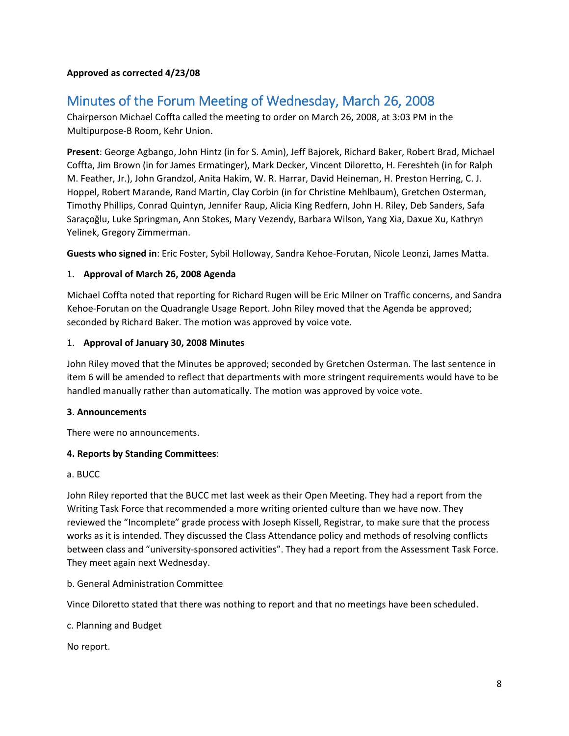**Approved as corrected 4/23/08**

# Minutes of the Forum Meeting of Wednesday, March 26, 2008

Chairperson Michael Coffta called the meeting to order on March 26, 2008, at 3:03 PM in the Multipurpose-B Room, Kehr Union.

**Present**: George Agbango, John Hintz (in for S. Amin), Jeff Bajorek, Richard Baker, Robert Brad, Michael Coffta, Jim Brown (in for James Ermatinger), Mark Decker, Vincent Diloretto, H. Fereshteh (in for Ralph M. Feather, Jr.), John Grandzol, Anita Hakim, W. R. Harrar, David Heineman, H. Preston Herring, C. J. Hoppel, Robert Marande, Rand Martin, Clay Corbin (in for Christine Mehlbaum), Gretchen Osterman, Timothy Phillips, Conrad Quintyn, Jennifer Raup, Alicia King Redfern, John H. Riley, Deb Sanders, Safa Saraçoğlu, Luke Springman, Ann Stokes, Mary Vezendy, Barbara Wilson, Yang Xia, Daxue Xu, Kathryn Yelinek, Gregory Zimmerman.

**Guests who signed in**: Eric Foster, Sybil Holloway, Sandra Kehoe-Forutan, Nicole Leonzi, James Matta.

1. **Approval of March 26, 2008 Agenda**

Michael Coffta noted that reporting for Richard Rugen will be Eric Milner on Traffic concerns, and Sandra Kehoe-Forutan on the Quadrangle Usage Report. John Riley moved that the Agenda be approved; seconded by Richard Baker. The motion was approved by voice vote.

1. **Approval of January 30, 2008 Minutes**

John Riley moved that the Minutes be approved; seconded by Gretchen Osterman. The last sentence in item 6 will be amended to reflect that departments with more stringent requirements would have to be handled manually rather than automatically. The motion was approved by voice vote.

**3**. **Announcements**

There were no announcements.

**4. Reports by Standing Committees**:

a. BUCC

John Riley reported that the BUCC met last week as their Open Meeting. They had a report from the Writing Task Force that recommended a more writing oriented culture than we have now. They reviewed the "Incomplete" grade process with Joseph Kissell, Registrar, to make sure that the process works as it is intended. They discussed the Class Attendance policy and methods of resolving conflicts between class and "university-sponsored activities". They had a report from the Assessment Task Force. They meet again next Wednesday.

b. General Administration Committee

Vince Diloretto stated that there was nothing to report and that no meetings have been scheduled.

c. Planning and Budget

No report.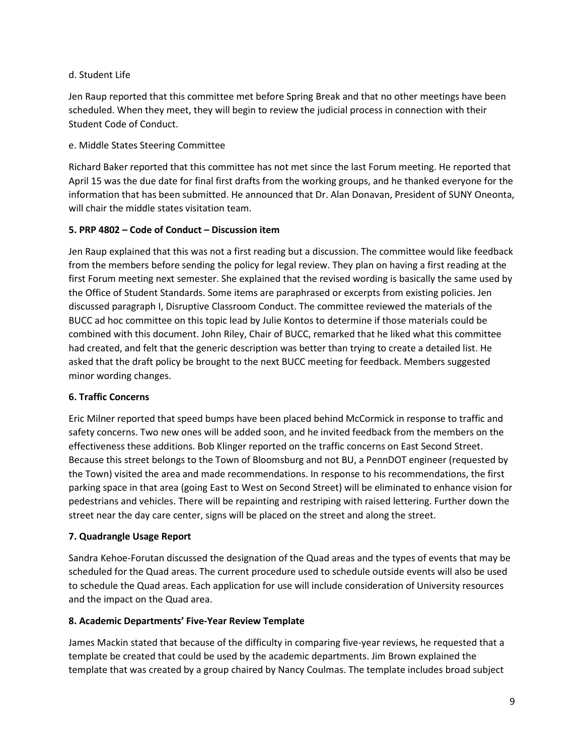d. Student Life

Jen Raup reported that this committee met before Spring Break and that no other meetings have been scheduled. When they meet, they will begin to review the judicial process in connection with their Student Code of Conduct.

e. Middle States Steering Committee

Richard Baker reported that this committee has not met since the last Forum meeting. He reported that April 15 was the due date for final first drafts from the working groups, and he thanked everyone for the information that has been submitted. He announced that Dr. Alan Donavan, President of SUNY Oneonta, will chair the middle states visitation team.

**5. PRP 4802 – Code of Conduct – Discussion item**

Jen Raup explained that this was not a first reading but a discussion. The committee would like feedback from the members before sending the policy for legal review. They plan on having a first reading at the first Forum meeting next semester. She explained that the revised wording is basically the same used by the Office of Student Standards. Some items are paraphrased or excerpts from existing policies. Jen discussed paragraph I, Disruptive Classroom Conduct. The committee reviewed the materials of the BUCC ad hoc committee on this topic lead by Julie Kontos to determine if those materials could be combined with this document. John Riley, Chair of BUCC, remarked that he liked what this committee had created, and felt that the generic description was better than trying to create a detailed list. He asked that the draft policy be brought to the next BUCC meeting for feedback. Members suggested minor wording changes.

**6. Traffic Concerns**

Eric Milner reported that speed bumps have been placed behind McCormick in response to traffic and safety concerns. Two new ones will be added soon, and he invited feedback from the members on the effectiveness these additions. Bob Klinger reported on the traffic concerns on East Second Street. Because this street belongs to the Town of Bloomsburg and not BU, a PennDOT engineer (requested by the Town) visited the area and made recommendations. In response to his recommendations, the first parking space in that area (going East to West on Second Street) will be eliminated to enhance vision for pedestrians and vehicles. There will be repainting and restriping with raised lettering. Further down the street near the day care center, signs will be placed on the street and along the street.

**7. Quadrangle Usage Report**

Sandra Kehoe-Forutan discussed the designation of the Quad areas and the types of events that may be scheduled for the Quad areas. The current procedure used to schedule outside events will also be used to schedule the Quad areas. Each application for use will include consideration of University resources and the impact on the Quad area.

**8. Academic Departments' Five-Year Review Template**

James Mackin stated that because of the difficulty in comparing five-year reviews, he requested that a template be created that could be used by the academic departments. Jim Brown explained the template that was created by a group chaired by Nancy Coulmas. The template includes broad subject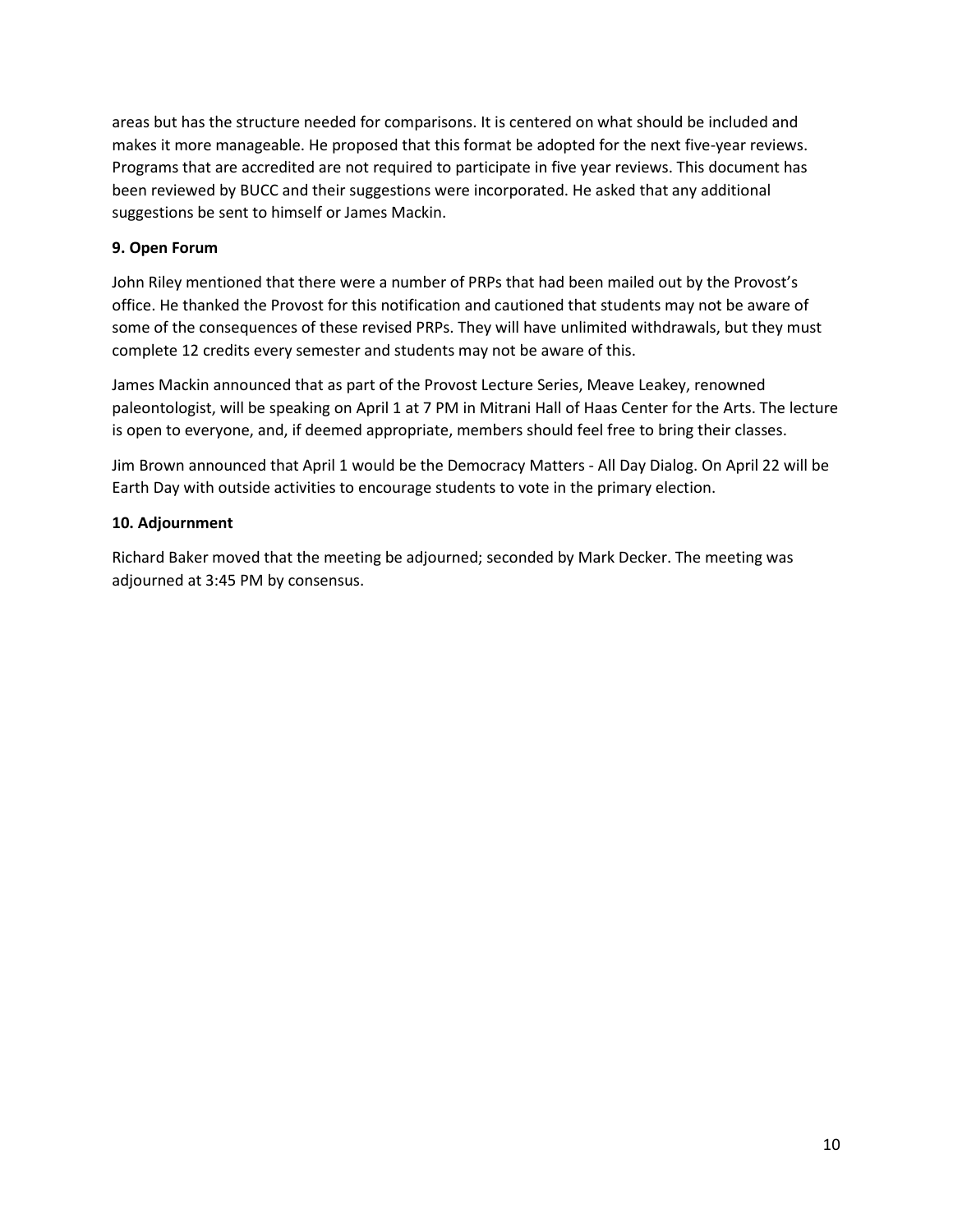areas but has the structure needed for comparisons. It is centered on what should be included and makes it more manageable. He proposed that this format be adopted for the next five-year reviews. Programs that are accredited are not required to participate in five year reviews. This document has been reviewed by BUCC and their suggestions were incorporated. He asked that any additional suggestions be sent to himself or James Mackin.

**9. Open Forum**

John Riley mentioned that there were a number of PRPs that had been mailed out by the Provost's office. He thanked the Provost for this notification and cautioned that students may not be aware of some of the consequences of these revised PRPs. They will have unlimited withdrawals, but they must complete 12 credits every semester and students may not be aware of this.

James Mackin announced that as part of the Provost Lecture Series, Meave Leakey, renowned paleontologist, will be speaking on April 1 at 7 PM in Mitrani Hall of Haas Center for the Arts. The lecture is open to everyone, and, if deemed appropriate, members should feel free to bring their classes.

Jim Brown announced that April 1 would be the Democracy Matters - All Day Dialog. On April 22 will be Earth Day with outside activities to encourage students to vote in the primary election.

**10. Adjournment**

Richard Baker moved that the meeting be adjourned; seconded by Mark Decker. The meeting was adjourned at 3:45 PM by consensus.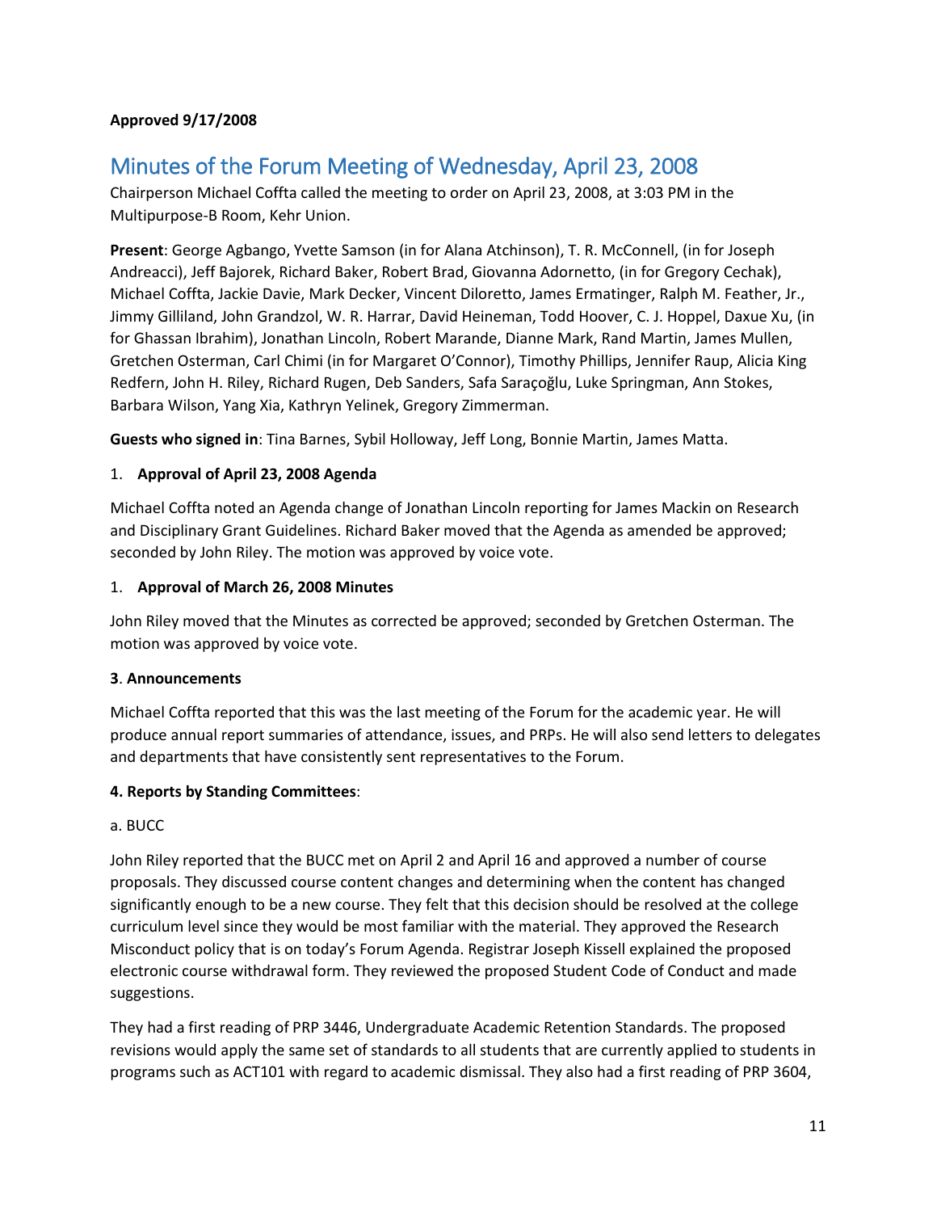**Approved 9/17/2008**

# Minutes of the Forum Meeting of Wednesday, April 23, 2008

Chairperson Michael Coffta called the meeting to order on April 23, 2008, at 3:03 PM in the Multipurpose-B Room, Kehr Union.

**Present**: George Agbango, Yvette Samson (in for Alana Atchinson), T. R. McConnell, (in for Joseph Andreacci), Jeff Bajorek, Richard Baker, Robert Brad, Giovanna Adornetto, (in for Gregory Cechak), Michael Coffta, Jackie Davie, Mark Decker, Vincent Diloretto, James Ermatinger, Ralph M. Feather, Jr., Jimmy Gilliland, John Grandzol, W. R. Harrar, David Heineman, Todd Hoover, C. J. Hoppel, Daxue Xu, (in for Ghassan Ibrahim), Jonathan Lincoln, Robert Marande, Dianne Mark, Rand Martin, James Mullen, Gretchen Osterman, Carl Chimi (in for Margaret O'Connor), Timothy Phillips, Jennifer Raup, Alicia King Redfern, John H. Riley, Richard Rugen, Deb Sanders, Safa Saraçoğlu, Luke Springman, Ann Stokes, Barbara Wilson, Yang Xia, Kathryn Yelinek, Gregory Zimmerman.

**Guests who signed in**: Tina Barnes, Sybil Holloway, Jeff Long, Bonnie Martin, James Matta.

1. **Approval of April 23, 2008 Agenda**

Michael Coffta noted an Agenda change of Jonathan Lincoln reporting for James Mackin on Research and Disciplinary Grant Guidelines. Richard Baker moved that the Agenda as amended be approved; seconded by John Riley. The motion was approved by voice vote.

1. **Approval of March 26, 2008 Minutes**

John Riley moved that the Minutes as corrected be approved; seconded by Gretchen Osterman. The motion was approved by voice vote.

**3**. **Announcements**

Michael Coffta reported that this was the last meeting of the Forum for the academic year. He will produce annual report summaries of attendance, issues, and PRPs. He will also send letters to delegates and departments that have consistently sent representatives to the Forum.

**4. Reports by Standing Committees**:

a. BUCC

John Riley reported that the BUCC met on April 2 and April 16 and approved a number of course proposals. They discussed course content changes and determining when the content has changed significantly enough to be a new course. They felt that this decision should be resolved at the college curriculum level since they would be most familiar with the material. They approved the Research Misconduct policy that is on today's Forum Agenda. Registrar Joseph Kissell explained the proposed electronic course withdrawal form. They reviewed the proposed Student Code of Conduct and made suggestions.

They had a first reading of PRP 3446, Undergraduate Academic Retention Standards. The proposed revisions would apply the same set of standards to all students that are currently applied to students in programs such as ACT101 with regard to academic dismissal. They also had a first reading of PRP 3604,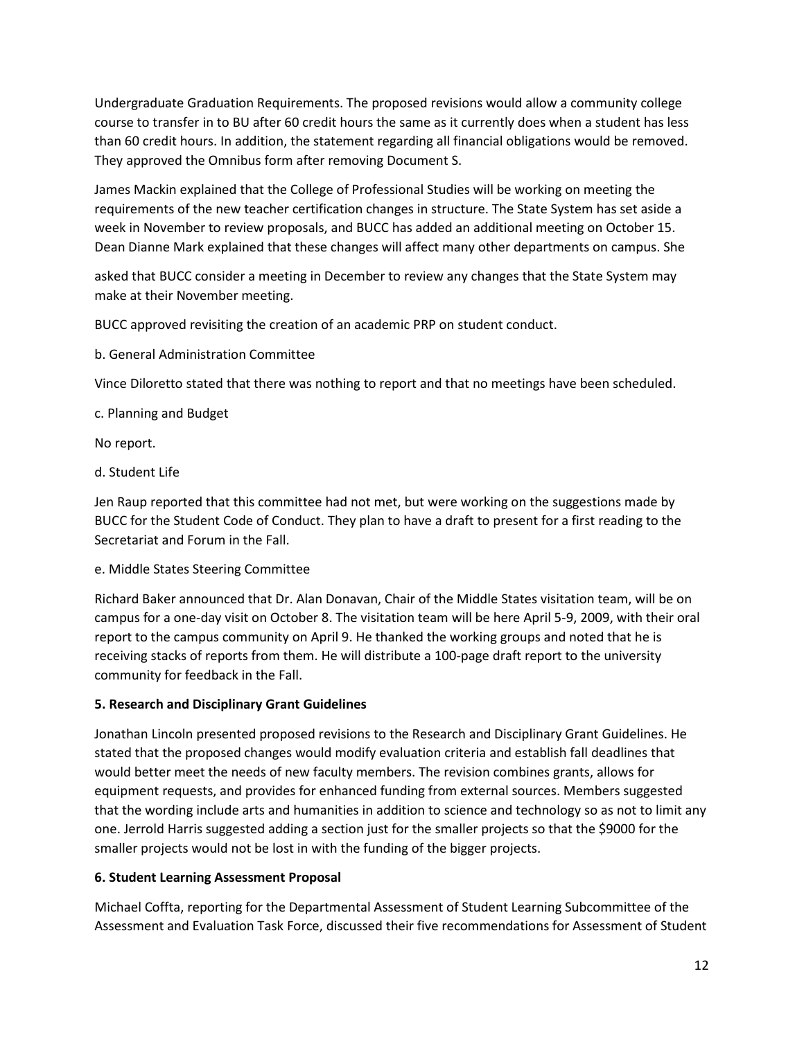Undergraduate Graduation Requirements. The proposed revisions would allow a community college course to transfer in to BU after 60 credit hours the same as it currently does when a student has less than 60 credit hours. In addition, the statement regarding all financial obligations would be removed. They approved the Omnibus form after removing Document S.

James Mackin explained that the College of Professional Studies will be working on meeting the requirements of the new teacher certification changes in structure. The State System has set aside a week in November to review proposals, and BUCC has added an additional meeting on October 15. Dean Dianne Mark explained that these changes will affect many other departments on campus. She asked that BUCC consider a meeting in December to review any changes that the State System may make at their November meeting.

BUCC approved revisiting the creation of an academic PRP on student conduct.

b. General Administration Committee

Vince Diloretto stated that there was nothing to report and that no meetings have been scheduled.

c. Planning and Budget

No report.

d. Student Life

Jen Raup reported that this committee had not met, but were working on the suggestions made by BUCC for the Student Code of Conduct. They plan to have a draft to present for a first reading to the Secretariat and Forum in the Fall.

e. Middle States Steering Committee

Richard Baker announced that Dr. Alan Donavan, Chair of the Middle States visitation team, will be on campus for a one-day visit on October 8. The visitation team will be here April 5-9, 2009, with their oral report to the campus community on April 9. He thanked the working groups and noted that he is receiving stacks of reports from them. He will distribute a 100-page draft report to the university community for feedback in the Fall.

**5. Research and Disciplinary Grant Guidelines**

Jonathan Lincoln presented proposed revisions to the Research and Disciplinary Grant Guidelines. He stated that the proposed changes would modify evaluation criteria and establish fall deadlines that would better meet the needs of new faculty members. The revision combines grants, allows for equipment requests, and provides for enhanced funding from external sources. Members suggested that the wording include arts and humanities in addition to science and technology so as not to limit any one. Jerrold Harris suggested adding a section just for the smaller projects so that the $9000 for the smaller projects would not be lost in with the funding of the bigger projects.

**6. Student Learning Assessment Proposal**

Michael Coffta, reporting for the Departmental Assessment of Student Learning Subcommittee of the Assessment and Evaluation Task Force, discussed their five recommendations for Assessment of Student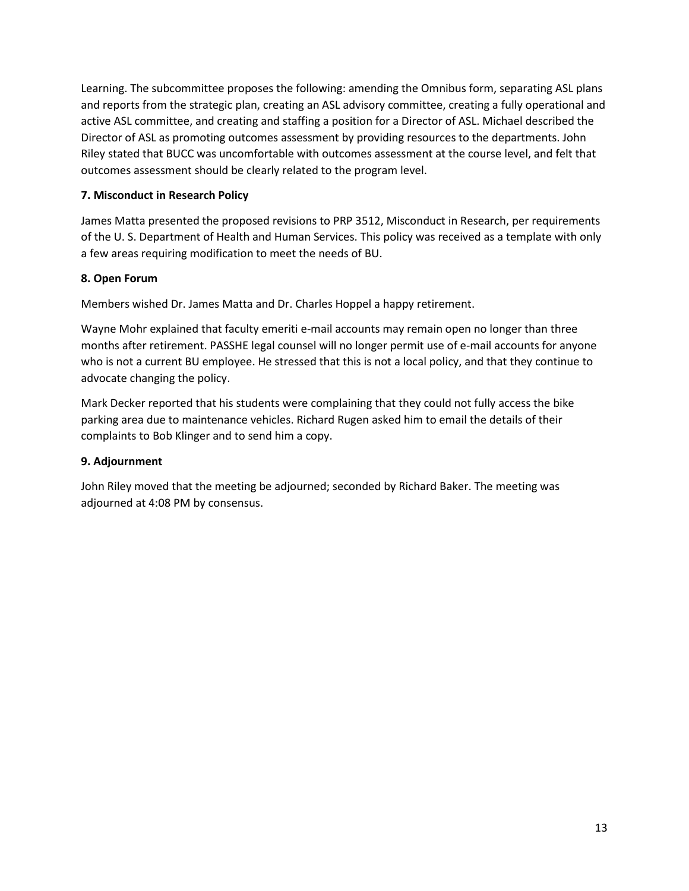Learning. The subcommittee proposes the following: amending the Omnibus form, separating ASL plans and reports from the strategic plan, creating an ASL advisory committee, creating a fully operational and active ASL committee, and creating and staffing a position for a Director of ASL. Michael described the Director of ASL as promoting outcomes assessment by providing resources to the departments. John Riley stated that BUCC was uncomfortable with outcomes assessment at the course level, and felt that outcomes assessment should be clearly related to the program level.

**7. Misconduct in Research Policy**

James Matta presented the proposed revisions to PRP 3512, Misconduct in Research, per requirements of the U. S. Department of Health and Human Services. This policy was received as a template with only a few areas requiring modification to meet the needs of BU.

**8. Open Forum**

Members wished Dr. James Matta and Dr. Charles Hoppel a happy retirement.

Wayne Mohr explained that faculty emeriti e-mail accounts may remain open no longer than three months after retirement. PASSHE legal counsel will no longer permit use of e-mail accounts for anyone who is not a current BU employee. He stressed that this is not a local policy, and that they continue to advocate changing the policy.

Mark Decker reported that his students were complaining that they could not fully access the bike parking area due to maintenance vehicles. Richard Rugen asked him to email the details of their complaints to Bob Klinger and to send him a copy.

**9. Adjournment**

John Riley moved that the meeting be adjourned; seconded by Richard Baker. The meeting was adjourned at 4:08 PM by consensus.